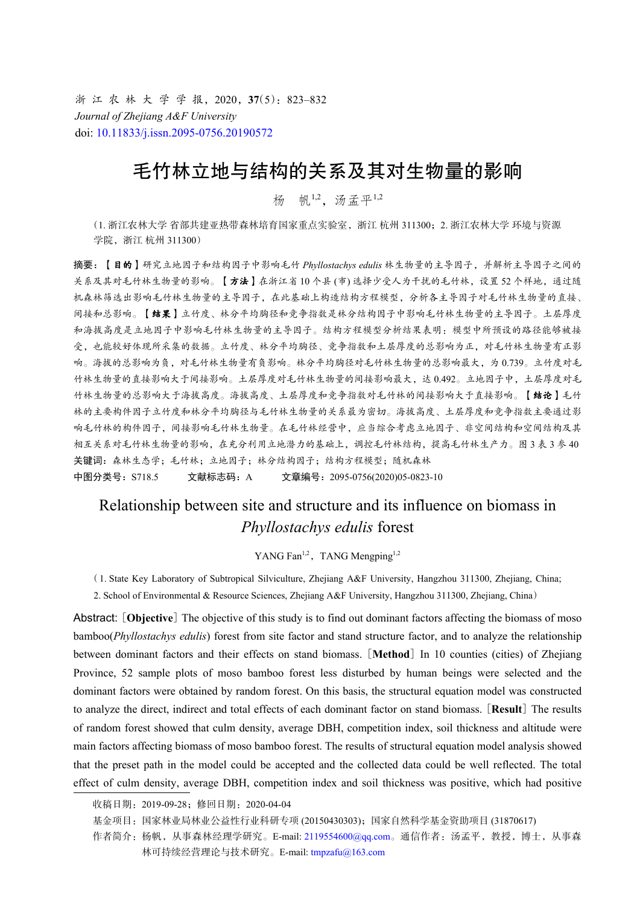浙 江 农 林 大 学 学 报，2020，**37**(5)：823–832
*Journal of Zhejiang A&F University*
doi: 10.11833/j.issn.2095-0756.20190572

# 毛竹林立地与结构的关系及其对生物量的影响

杨 帆[1,2]，汤孟平[1,2]

（1. 浙江农林大学 省部共建亚热带森林培育国家重点实验室，浙江 杭州 311300；2. 浙江农林大学 环境与资源学院，浙江 杭州 311300）

**摘要：**【**目的**】研究立地因子和结构因子中影响毛竹 *Phyllostachys edulis* 林生物量的主导因子，并解析主导因子之间的关系及其对毛竹林生物量的影响。【**方法**】在浙江省 10 个县 (市) 选择少受人为干扰的毛竹林，设置 52 个样地，通过随机森林筛选出影响毛竹林生物量的主导因子，在此基础上构造结构方程模型，分析各主导因子对毛竹林生物量的直接、间接和总影响。【**结果**】立竹度、林分平均胸径和竞争指数是林分结构因子中影响毛竹林生物量的主导因子。土层厚度和海拔高度是立地因子中影响毛竹林生物量的主导因子。结构方程模型分析结果表明：模型中所预设的路径能够被接受，也能较好体现所采集的数据。立竹度、林分平均胸径、竞争指数和土层厚度的总影响为正，对毛竹林生物量有正影响。海拔的总影响为负，对毛竹林生物量有负影响。林分平均胸径对毛竹林生物量的总影响最大，为 0.739。立竹度对毛竹林生物量的直接影响大于间接影响。土层厚度对毛竹林生物量的间接影响最大，达 0.492。立地因子中，土层厚度对毛竹林生物量的总影响大于海拔高度。海拔高度、土层厚度和竞争指数对毛竹林的间接影响大于直接影响。【**结论**】毛竹林的主要构件因子立竹度和林分平均胸径与毛竹林生物量的关系最为密切。海拔高度、土层厚度和竞争指数主要通过影响毛竹林的构件因子，间接影响毛竹林生物量。在毛竹林经营中，应当综合考虑立地因子、非空间结构和空间结构及其相互关系对毛竹林生物量的影响，在充分利用立地潜力的基础上，调控毛竹林结构，提高毛竹林生产力。图 3 表 3 参 40

**关键词：**森林生态学；毛竹林；立地因子；林分结构因子；结构方程模型；随机森林

**中图分类号：**S718.5　　**文献标志码：**A　　**文章编号：**2095-0756(2020)05-0823-10

# Relationship between site and structure and its influence on biomass in *Phyllostachys edulis* forest

YANG Fan[1,2], TANG Mengping[1,2]

(1. State Key Laboratory of Subtropical Silviculture, Zhejiang A&F University, Hangzhou 311300, Zhejiang, China; 2. School of Environmental & Resource Sciences, Zhejiang A&F University, Hangzhou 311300, Zhejiang, China)

**Abstract:** [**Objective**] The objective of this study is to find out dominant factors affecting the biomass of moso bamboo(*Phyllostachys edulis*) forest from site factor and stand structure factor, and to analyze the relationship between dominant factors and their effects on stand biomass. [**Method**] In 10 counties (cities) of Zhejiang Province, 52 sample plots of moso bamboo forest less disturbed by human beings were selected and the dominant factors were obtained by random forest. On this basis, the structural equation model was constructed to analyze the direct, indirect and total effects of each dominant factor on stand biomass. [**Result**] The results of random forest showed that culm density, average DBH, competition index, soil thickness and altitude were main factors affecting biomass of moso bamboo forest. The results of structural equation model analysis showed that the preset path in the model could be accepted and the collected data could be well reflected. The total effect of culm density, average DBH, competition index and soil thickness was positive, which had positive

---

收稿日期：2019-09-28；修回日期：2020-04-04

基金项目：国家林业局林业公益性行业科研专项 (20150430303)；国家自然科学基金资助项目 (31870617)

作者简介：杨帆，从事森林经理学研究。E-mail: 2119554600@qq.com。通信作者：汤孟平，教授，博士，从事森林可持续经营理论与技术研究。E-mail: tmpzafu@163.com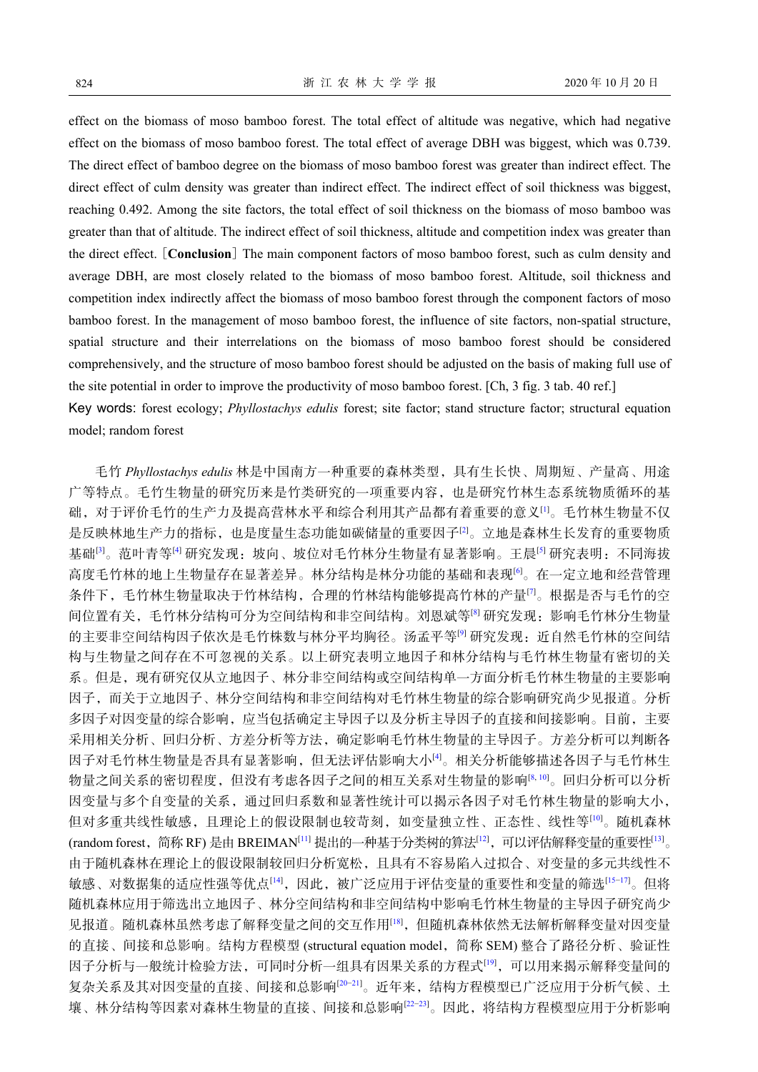effect on the biomass of moso bamboo forest. The total effect of altitude was negative, which had negative effect on the biomass of moso bamboo forest. The total effect of average DBH was biggest, which was 0.739. The direct effect of bamboo degree on the biomass of moso bamboo forest was greater than indirect effect. The direct effect of culm density was greater than indirect effect. The indirect effect of soil thickness was biggest, reaching 0.492. Among the site factors, the total effect of soil thickness on the biomass of moso bamboo was greater than that of altitude. The indirect effect of soil thickness, altitude and competition index was greater than the direct effect. [**Conclusion**] The main component factors of moso bamboo forest, such as culm density and average DBH, are most closely related to the biomass of moso bamboo forest. Altitude, soil thickness and competition index indirectly affect the biomass of moso bamboo forest through the component factors of moso bamboo forest. In the management of moso bamboo forest, the influence of site factors, non-spatial structure, spatial structure and their interrelations on the biomass of moso bamboo forest should be considered comprehensively, and the structure of moso bamboo forest should be adjusted on the basis of making full use of the site potential in order to improve the productivity of moso bamboo forest. [Ch, 3 fig. 3 tab. 40 ref.]

Key words: forest ecology; *Phyllostachys edulis* forest; site factor; stand structure factor; structural equation model; random forest

毛竹 *Phyllostachys edulis* 林是中国南方一种重要的森林类型，具有生长快、周期短、产量高、用途广等特点。毛竹生物量的研究历来是竹类研究的一项重要内容，也是研究竹林生态系统物质循环的基础，对于评价毛竹的生产力及提高营林水平和综合利用其产品都有着重要的意义[1]。毛竹林生物量不仅是反映林地生产力的指标，也是度量生态功能如碳储量的重要因子[2]。立地是森林生长发育的重要物质基础[3]。范叶青等[4]研究发现：坡向、坡位对毛竹林分生物量有显著影响。王晨[5]研究表明：不同海拔高度毛竹林的地上生物量存在显著差异。林分结构是林分功能的基础和表现[6]。在一定立地和经营管理条件下，毛竹林生物量取决于竹林结构，合理的竹林结构能够提高竹林的产量[7]。根据是否与毛竹的空间位置有关，毛竹林分结构可分为空间结构和非空间结构。刘恩斌等[8]研究发现：影响毛竹林分生物量的主要非空间结构因子依次是毛竹株数与林分平均胸径。汤孟平等[9]研究发现：近自然毛竹林的空间结构与生物量之间存在不可忽视的关系。以上研究表明立地因子和林分结构与毛竹林生物量有密切的关系。但是，现有研究仅从立地因子、林分非空间结构或空间结构单一方面分析毛竹林生物量的主要影响因子，而关于立地因子、林分空间结构和非空间结构对毛竹林生物量的综合影响研究尚少见报道。分析多因子对因变量的综合影响，应当包括确定主导因子以及分析主导因子的直接和间接影响。目前，主要采用相关分析、回归分析、方差分析等方法，确定影响毛竹林生物量的主导因子。方差分析可以判断各因子对毛竹林生物量是否具有显著影响，但无法评估影响大小[4]。相关分析能够描述各因子与毛竹林生物量之间关系的密切程度，但没有考虑各因子之间的相互关系对生物量的影响[8, 10]。回归分析可以分析因变量与多个自变量的关系，通过回归系数和显著性统计可以揭示各因子对毛竹林生物量的影响大小，但对多重共线性敏感，且理论上的假设限制也较苛刻，如变量独立性、正态性、线性等[10]。随机森林 (random forest，简称 RF) 是由 BREIMAN[11] 提出的一种基于分类树的算法[12]，可以评估解释变量的重要性[13]。由于随机森林在理论上的假设限制较回归分析宽松，且具有不容易陷入过拟合、对变量的多元共线性不敏感、对数据集的适应性强等优点[14]，因此，被广泛应用于评估变量的重要性和变量的筛选[15−17]。但将随机森林应用于筛选出立地因子、林分空间结构和非空间结构中影响毛竹林生物量的主导因子研究尚少见报道。随机森林虽然考虑了解释变量之间的交互作用[18]，但随机森林依然无法解析解释变量对因变量的直接、间接和总影响。结构方程模型 (structural equation model，简称 SEM) 整合了路径分析、验证性因子分析与一般统计检验方法，可同时分析一组具有因果关系的方程式[19]，可以用来揭示解释变量间的复杂关系及其对因变量的直接、间接和总影响[20−21]。近年来，结构方程模型已广泛应用于分析气候、土壤、林分结构等因素对森林生物量的直接、间接和总影响[22−23]。因此，将结构方程模型应用于分析影响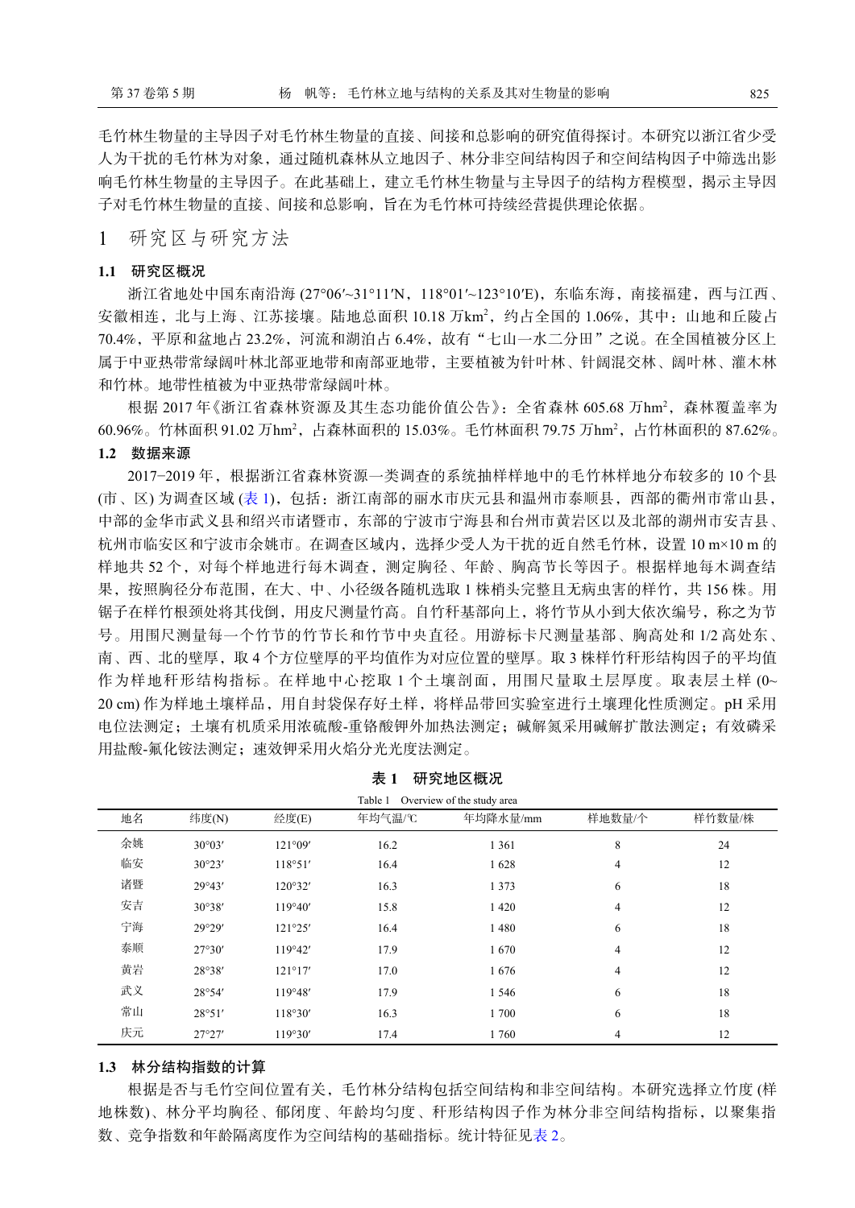毛竹林生物量的主导因子对毛竹林生物量的直接、间接和总影响的研究值得探讨。本研究以浙江省少受人为干扰的毛竹林为对象，通过随机森林从立地因子、林分非空间结构因子和空间结构因子中筛选出影响毛竹林生物量的主导因子。在此基础上，建立毛竹林生物量与主导因子的结构方程模型，揭示主导因子对毛竹林生物量的直接、间接和总影响，旨在为毛竹林可持续经营提供理论依据。

# 1 研究区与研究方法

## 1.1 研究区概况

浙江省地处中国东南沿海 (27°06′~31°11′N，118°01′~123°10′E)，东临东海，南接福建，西与江西、安徽相连，北与上海、江苏接壤。陆地总面积 10.18 万km²，约占全国的 1.06%，其中：山地和丘陵占 70.4%，平原和盆地占 23.2%，河流和湖泊占 6.4%，故有“七山一水二分田”之说。在全国植被分区上属于中亚热带常绿阔叶林北部亚地带和南部亚地带，主要植被为针叶林、针阔混交林、阔叶林、灌木林和竹林。地带性植被为中亚热带常绿阔叶林。

根据 2017 年《浙江省森林资源及其生态功能价值公告》：全省森林 605.68 万hm²，森林覆盖率为 60.96%。竹林面积 91.02 万hm²，占森林面积的 15.03%。毛竹林面积 79.75 万hm²，占竹林面积的 87.62%。

## 1.2 数据来源

2017−2019 年，根据浙江省森林资源一类调查的系统抽样样地中的毛竹林样地分布较多的 10 个县 (市、区) 为调查区域 (表 1)，包括：浙江南部的丽水市庆元县和温州市泰顺县，西部的衢州市常山县，中部的金华市武义县和绍兴市诸暨市，东部的宁波市宁海县和台州市黄岩区以及北部的湖州市安吉县、杭州市临安区和宁波市余姚市。在调查区域内，选择少受人为干扰的近自然毛竹林，设置 10 m×10 m 的样地共 52 个，对每个样地进行每木调查，测定胸径、年龄、胸高节长等因子。根据样地每木调查结果，按照胸径分布范围，在大、中、小径级各随机选取 1 株梢头完整且无病虫害的样竹，共 156 株。用锯子在样竹根颈处将其伐倒，用皮尺测量竹高。自竹秆基部向上，将竹节从小到大依次编号，称之为节号。用围尺测量每一个竹节的竹节长和竹节中央直径。用游标卡尺测量基部、胸高处和 1/2 高处东、南、西、北的壁厚，取 4 个方位壁厚的平均值作为对应位置的壁厚。取 3 株样竹秆形结构因子的平均值作为样地秆形结构指标。在样地中心挖取 1 个土壤剖面，用围尺量取土层厚度。取表层土样 (0~20 cm) 作为样地土壤样品，用自封袋保存好土样，将样品带回实验室进行土壤理化性质测定。pH 采用电位法测定；土壤有机质采用浓硫酸-重铬酸钾外加热法测定；碱解氮采用碱解扩散法测定；有效磷采用盐酸-氟化铵法测定；速效钾采用火焰分光光度法测定。

**表 1 研究地区概况**

Table 1 Overview of the study area

| 地名 | 纬度(N) | 经度(E) | 年均气温/℃ | 年均降水量/mm | 样地数量/个 | 样竹数量/株 |
|---|---|---|---|---|---|---|
| 余姚 | 30°03′ | 121°09′ | 16.2 | 1 361 | 8 | 24 |
| 临安 | 30°23′ | 118°51′ | 16.4 | 1 628 | 4 | 12 |
| 诸暨 | 29°43′ | 120°32′ | 16.3 | 1 373 | 6 | 18 |
| 安吉 | 30°38′ | 119°40′ | 15.8 | 1 420 | 4 | 12 |
| 宁海 | 29°29′ | 121°25′ | 16.4 | 1 480 | 6 | 18 |
| 泰顺 | 27°30′ | 119°42′ | 17.9 | 1 670 | 4 | 12 |
| 黄岩 | 28°38′ | 121°17′ | 17.0 | 1 676 | 4 | 12 |
| 武义 | 28°54′ | 119°48′ | 17.9 | 1 546 | 6 | 18 |
| 常山 | 28°51′ | 118°30′ | 16.3 | 1 700 | 6 | 18 |
| 庆元 | 27°27′ | 119°30′ | 17.4 | 1 760 | 4 | 12 |

## 1.3 林分结构指数的计算

根据是否与毛竹空间位置有关，毛竹林分结构包括空间结构和非空间结构。本研究选择立竹度 (样地株数)、林分平均胸径、郁闭度、年龄均匀度、秆形结构因子作为林分非空间结构指标，以聚集指数、竞争指数和年龄隔离度作为空间结构的基础指标。统计特征见表 2。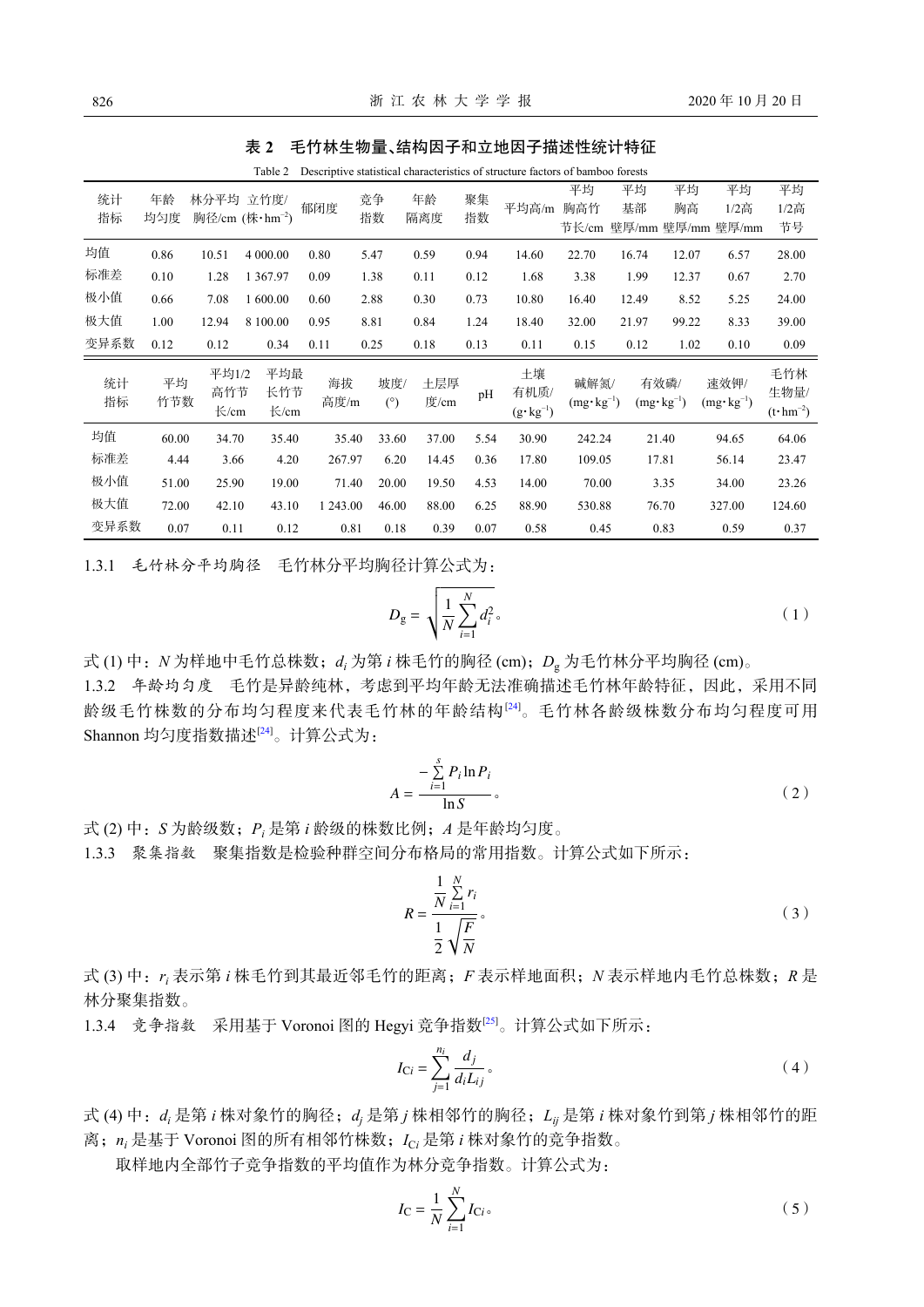**表 2　毛竹林生物量、结构因子和立地因子描述性统计特征**

Table 2　Descriptive statistical characteristics of structure factors of bamboo forests

| 统计指标 | 年龄均匀度 | 林分平均胸径/cm | 立竹度/(株·hm$^{-2}$) | 郁闭度 | 竞争指数 | 年龄隔离度 | 聚集指数 | 平均高/m | 平均胸高竹节长/cm | 平均基部壁厚/mm | 平均胸高壁厚/mm | 平均1/2高壁厚/mm | 平均1/2高节号 |
|---|---|---|---|---|---|---|---|---|---|---|---|---|---|
| 均值 | 0.86 | 10.51 | 4 000.00 | 0.80 | 5.47 | 0.59 | 0.94 | 14.60 | 22.70 | 16.74 | 12.07 | 6.57 | 28.00 |
| 标准差 | 0.10 | 1.28 | 1 367.97 | 0.09 | 1.38 | 0.11 | 0.12 | 1.68 | 3.38 | 1.99 | 12.37 | 0.67 | 2.70 |
| 极小值 | 0.66 | 7.08 | 1 600.00 | 0.60 | 2.88 | 0.30 | 0.73 | 10.80 | 16.40 | 12.49 | 8.52 | 5.25 | 24.00 |
| 极大值 | 1.00 | 12.94 | 8 100.00 | 0.95 | 8.81 | 0.84 | 1.24 | 18.40 | 32.00 | 21.97 | 99.22 | 8.33 | 39.00 |
| 变异系数 | 0.12 | 0.12 | 0.34 | 0.11 | 0.25 | 0.18 | 0.13 | 0.11 | 0.15 | 0.12 | 1.02 | 0.10 | 0.09 |

| 统计指标 | 平均竹节数 | 平均1/2高竹节长/cm | 平均最长竹节长/cm | 海拔高度/m | 坡度/(°) | 土层厚度/cm | pH | 土壤有机质/(g·kg$^{-1}$) | 碱解氮/(mg·kg$^{-1}$) | 有效磷/(mg·kg$^{-1}$) | 速效钾/(mg·kg$^{-1}$) | 毛竹林生物量/(t·hm$^{-2}$) |
|---|---|---|---|---|---|---|---|---|---|---|---|---|
| 均值 | 60.00 | 34.70 | 35.40 | 35.40 | 33.60 | 37.00 | 5.54 | 30.90 | 242.24 | 21.40 | 94.65 | 64.06 |
| 标准差 | 4.44 | 3.66 | 4.20 | 267.97 | 6.20 | 14.45 | 0.36 | 17.80 | 109.05 | 17.81 | 56.14 | 23.47 |
| 极小值 | 51.00 | 25.90 | 19.00 | 71.40 | 20.00 | 19.50 | 4.53 | 14.00 | 70.00 | 3.35 | 34.00 | 23.26 |
| 极大值 | 72.00 | 42.10 | 43.10 | 1 243.00 | 46.00 | 88.00 | 6.25 | 88.90 | 530.88 | 76.70 | 327.00 | 124.60 |
| 变异系数 | 0.07 | 0.11 | 0.12 | 0.81 | 0.18 | 0.39 | 0.07 | 0.58 | 0.45 | 0.83 | 0.59 | 0.37 |

1.3.1　毛竹林分平均胸径　毛竹林分平均胸径计算公式为：

$$D_{\rm g}=\sqrt{\frac{1}{N}\sum_{i=1}^{N}d_i^2}\text{。} \tag{1}$$

式 (1) 中：$N$ 为样地中毛竹总株数；$d_i$ 为第 $i$ 株毛竹的胸径 (cm)；$D_{\rm g}$ 为毛竹林分平均胸径 (cm)。

1.3.2　年龄均匀度　毛竹是异龄纯林，考虑到平均年龄无法准确描述毛竹林年龄特征，因此，采用不同龄级毛竹株数的分布均匀程度来代表毛竹林的年龄结构[24]。毛竹林各龄级株数分布均匀程度可用 Shannon 均匀度指数描述[24]。计算公式为：

$$A=\frac{-\sum_{i=1}^{s}P_i\ln P_i}{\ln S}\text{。} \tag{2}$$

式 (2) 中：$S$ 为龄级数；$P_i$ 是第 $i$ 龄级的株数比例；$A$ 是年龄均匀度。

1.3.3　聚集指数　聚集指数是检验种群空间分布格局的常用指数。计算公式如下所示：

$$R=\frac{\frac{1}{N}\sum_{i=1}^{N}r_i}{\frac{1}{2}\sqrt{\frac{F}{N}}}\text{。} \tag{3}$$

式 (3) 中：$r_i$ 表示第 $i$ 株毛竹到其最近邻毛竹的距离；$F$ 表示样地面积；$N$ 表示样地内毛竹总株数；$R$ 是林分聚集指数。

1.3.4　竞争指数　采用基于 Voronoi 图的 Hegyi 竞争指数[25]。计算公式如下所示：

$$I_{{\rm C}i}=\sum_{j=1}^{n_i}\frac{d_j}{d_iL_{ij}}\text{。} \tag{4}$$

式 (4) 中：$d_i$ 是第 $i$ 株对象竹的胸径；$d_j$ 是第 $j$ 株相邻竹的胸径；$L_{ij}$ 是第 $i$ 株对象竹到第 $j$ 株相邻竹的距离；$n_i$ 是基于 Voronoi 图的所有相邻竹株数；$I_{{\rm C}i}$ 是第 $i$ 株对象竹的竞争指数。

取样地内全部竹子竞争指数的平均值作为林分竞争指数。计算公式为：

$$I_{\rm C}=\frac{1}{N}\sum_{i=1}^{N}I_{{\rm C}i}\text{。} \tag{5}$$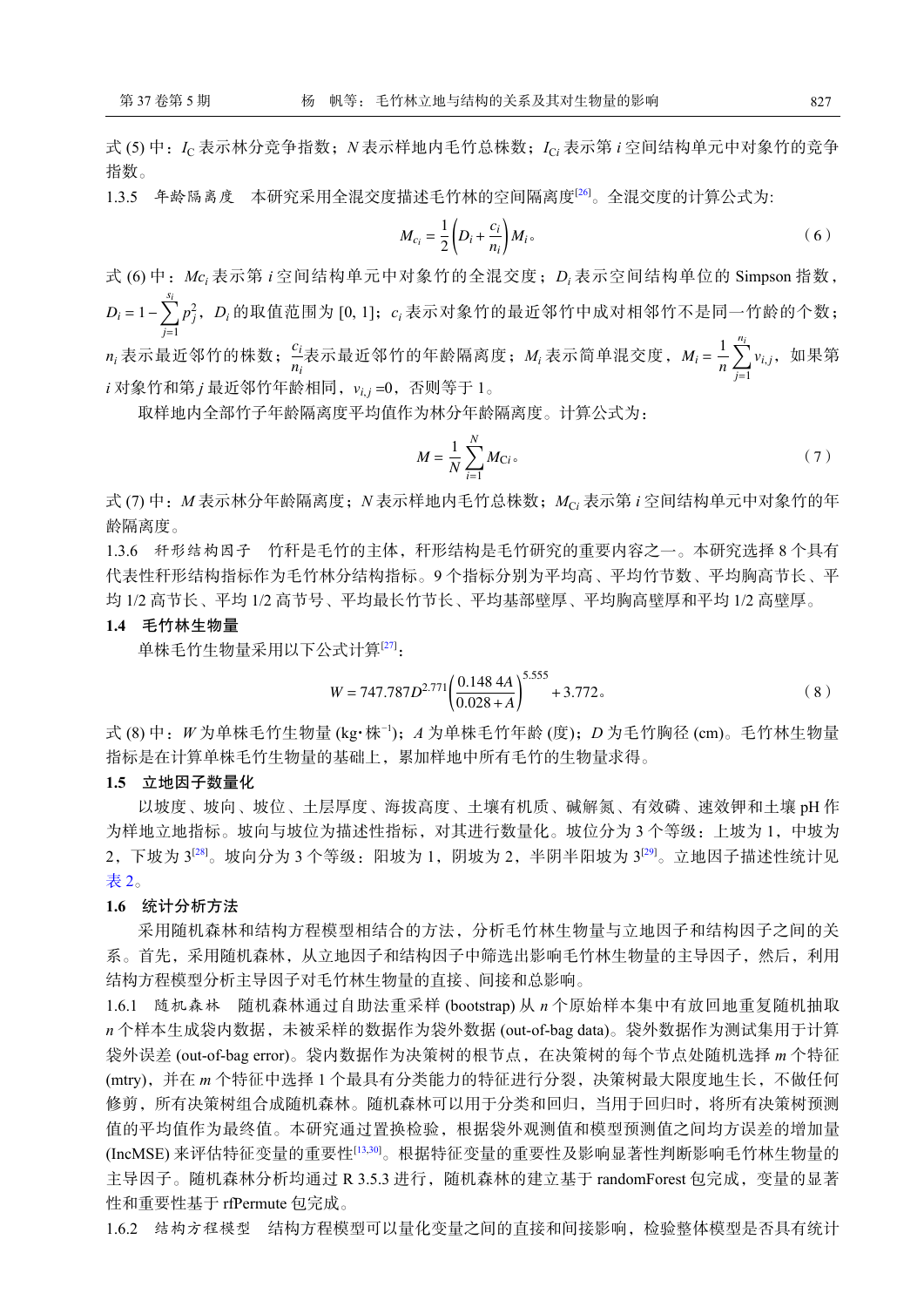式 (5) 中：$I_C$ 表示林分竞争指数；$N$ 表示样地内毛竹总株数；$I_{Ci}$ 表示第 $i$ 空间结构单元中对象竹的竞争指数。

1.3.5　年龄隔离度　本研究采用全混交度描述毛竹林的空间隔离度[26]。全混交度的计算公式为:

$$M_{c_i} = \frac{1}{2}\left(D_i + \frac{c_i}{n_i}\right)M_i 。\tag{6}$$

式 (6) 中：$Mc_i$ 表示第 $i$ 空间结构单元中对象竹的全混交度；$D_i$ 表示空间结构单位的 Simpson 指数，$D_i = 1-\sum_{j=1}^{s_i} p_j^2$，$D_i$ 的取值范围为 [0, 1]；$c_i$ 表示对象竹的最近邻竹中成对相邻竹不是同一竹龄的个数；$n_i$ 表示最近邻竹的株数；$\frac{c_i}{n_i}$表示最近邻竹的年龄隔离度；$M_i$ 表示简单混交度，$M_i = \frac{1}{n}\sum_{j=1}^{n_i} v_{i,j}$，如果第 $i$ 对象竹和第 $j$ 最近邻竹年龄相同，$v_{i,j}$ =0，否则等于 1。

取样地内全部竹子年龄隔离度平均值作为林分年龄隔离度。计算公式为：

$$M = \frac{1}{N}\sum_{i=1}^{N} M_{Ci} 。\tag{7}$$

式 (7) 中：$M$ 表示林分年龄隔离度；$N$ 表示样地内毛竹总株数；$M_{Ci}$ 表示第 $i$ 空间结构单元中对象竹的年龄隔离度。

1.3.6　秆形结构因子　竹秆是毛竹的主体，秆形结构是毛竹研究的重要内容之一。本研究选择 8 个具有代表性秆形结构指标作为毛竹林分结构指标。9 个指标分别为平均高、平均竹节数、平均胸高节长、平均 1/2 高节长、平均 1/2 高节号、平均最长竹节长、平均基部壁厚、平均胸高壁厚和平均 1/2 高壁厚。

### 1.4　毛竹林生物量

单株毛竹生物量采用以下公式计算[27]：

$$W = 747.787D^{2.771}\left(\frac{0.148\,4A}{0.028+A}\right)^{5.555} + 3.772 。\tag{8}$$

式 (8) 中：$W$ 为单株毛竹生物量 (kg·株$^{-1}$)；$A$ 为单株毛竹年龄 (度)；$D$ 为毛竹胸径 (cm)。毛竹林生物量指标是在计算单株毛竹生物量的基础上，累加样地中所有毛竹的生物量求得。

### 1.5　立地因子数量化

以坡度、坡向、坡位、土层厚度、海拔高度、土壤有机质、碱解氮、有效磷、速效钾和土壤 pH 作为样地立地指标。坡向与坡位为描述性指标，对其进行数量化。坡位分为 3 个等级：上坡为 1，中坡为 2，下坡为 3[28]。坡向分为 3 个等级：阳坡为 1，阴坡为 2，半阴半阳坡为 3[29]。立地因子描述性统计见表 2。

### 1.6　统计分析方法

采用随机森林和结构方程模型相结合的方法，分析毛竹林生物量与立地因子和结构因子之间的关系。首先，采用随机森林，从立地因子和结构因子中筛选出影响毛竹林生物量的主导因子，然后，利用结构方程模型分析主导因子对毛竹林生物量的直接、间接和总影响。

1.6.1　随机森林　随机森林通过自助法重采样 (bootstrap) 从 $n$ 个原始样本集中有放回地重复随机抽取 $n$ 个样本生成袋内数据，未被采样的数据作为袋外数据 (out-of-bag data)。袋外数据作为测试集用于计算袋外误差 (out-of-bag error)。袋内数据作为决策树的根节点，在决策树的每个节点处随机选择 $m$ 个特征 (mtry)，并在 $m$ 个特征中选择 1 个最具有分类能力的特征进行分裂，决策树最大限度地生长，不做任何修剪，所有决策树组合成随机森林。随机森林可以用于分类和回归，当用于回归时，将所有决策树预测值的平均值作为最终值。本研究通过置换检验，根据袋外观测值和模型预测值之间均方误差的增加量 (IncMSE) 来评估特征变量的重要性[13,30]。根据特征变量的重要性及影响显著性判断影响毛竹林生物量的主导因子。随机森林分析均通过 R 3.5.3 进行，随机森林的建立基于 randomForest 包完成，变量的显著性和重要性基于 rfPermute 包完成。

1.6.2　结构方程模型　结构方程模型可以量化变量之间的直接和间接影响，检验整体模型是否具有统计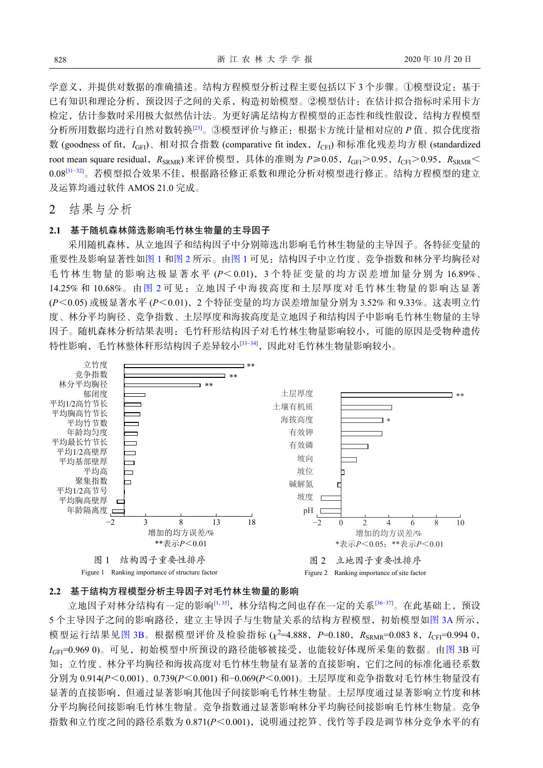学意义，并提供对数据的准确描述。结构方程模型分析过程主要包括以下 3 个步骤。①模型设定：基于已有知识和理论分析，预设因子之间的关系，构造初始模型。②模型估计：在估计拟合指标时采用卡方检定，估计参数时采用极大似然估计法。为更好满足结构方程模型的正态性和线性假设，结构方程模型分析所用数据均进行自然对数转换[23]。③模型评价与修正：根据卡方统计量相对应的 $P$ 值、拟合优度指数 (goodness of fit，$I_{GFI}$)、相对拟合指数 (comparative fit index，$I_{CFI}$) 和标准化残差均方根 (standardized root mean square residual，$R_{SRMR}$) 来评价模型，具体的准则为 $P \geqslant 0.05$，$I_{GFI} > 0.95$，$I_{CFI} > 0.95$，$R_{SRMR} < 0.08$[31−32]。若模型拟合效果不佳，根据路径修正系数和理论分析对模型进行修正。结构方程模型的建立及运算均通过软件 AMOS 21.0 完成。

## 2 结果与分析

### 2.1 基于随机森林筛选影响毛竹林生物量的主导因子

采用随机森林，从立地因子和结构因子中分别筛选出影响毛竹林生物量的主导因子。各特征变量的重要性及影响显著性如图 1 和图 2 所示。由图 1 可见：结构因子中立竹度、竞争指数和林分平均胸径对毛竹林生物量的影响达极显著水平 ($P < 0.01$)，3 个特征变量的均方误差增加量分别为 16.89%、14.25% 和 10.68%。由图 2 可见：立地因子中海拔高度和土层厚度对毛竹林生物量的影响达显著 ($P < 0.05$) 或极显著水平 ($P < 0.01$)，2 个特征变量的均方误差增加量分别为 3.52% 和 9.33%。这表明立竹度、林分平均胸径、竞争指数、土层厚度和海拔高度是立地因子和结构因子中影响毛竹林生物量的主导因子。随机森林分析结果表明：毛竹秆形结构因子对毛竹林生物量影响较小，可能的原因是受物种遗传特性影响，毛竹林整体秆形结构因子差异较小[33−34]，因此对毛竹林生物量影响较小。

图 1 结构因子重要性排序

Figure 1 Ranking importance of structure factor

图 2 立地因子重要性排序

Figure 2 Ranking importance of site factor

### 2.2 基于结构方程模型分析主导因子对毛竹林生物量的影响

立地因子对林分结构有一定的影响[1, 35]，林分结构之间也存在一定的关系[36−37]。在此基础上，预设 5 个主导因子之间的影响路径，建立主导因子与生物量关系的结构方程模型，初始模型如图 3A 所示，模型运行结果见图 3B。根据模型评价及检验指标 ($\chi^2$=4.888，$P$=0.180，$R_{SRMR}$=0.083 8，$I_{CFI}$=0.994 0，$I_{GFI}$=0.969 0)。可见，初始模型中所预设的路径能够被接受，也能较好体现所采集的数据。由图 3B 可知：立竹度、林分平均胸径和海拔高度对毛竹林生物量有显著的直接影响，它们之间的标准化通径系数分别为 0.914($P < 0.001$)、0.739($P < 0.001$) 和−0.069($P < 0.001$)。土层厚度和竞争指数对毛竹林生物量没有显著的直接影响，但通过显著影响其他因子间接影响毛竹林生物量。土层厚度通过显著影响立竹度和林分平均胸径间接影响毛竹林生物量。竞争指数通过显著影响林分平均胸径间接影响毛竹林生物量。竞争指数和立竹度之间的路径系数为 0.871($P < 0.001$)，说明通过挖笋、伐竹等手段是调节林分竞争水平的有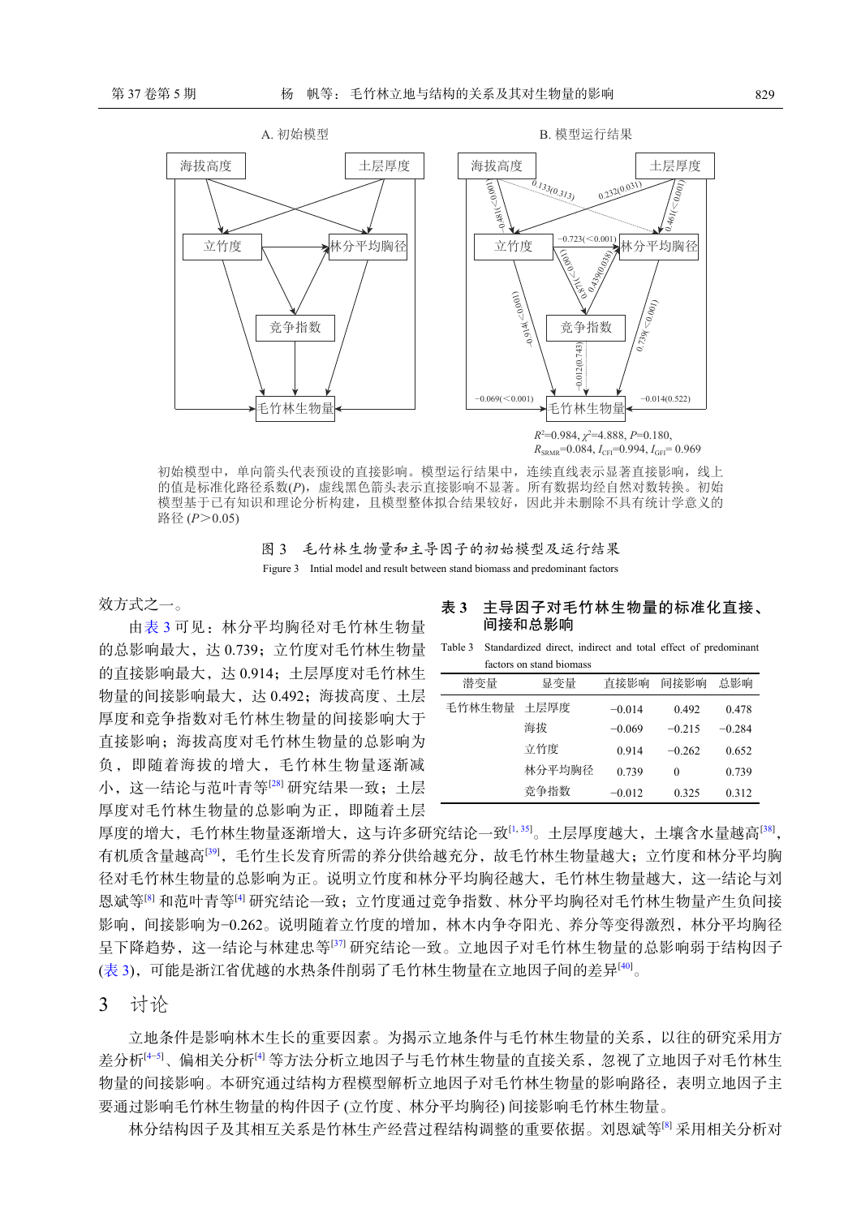A. 初始模型

B. 模型运行结果

$R^2$=0.984, $\chi^2$=4.888, $P$=0.180, $R_{SRMR}$=0.084, $I_{CFI}$=0.994, $I_{GFI}$= 0.969

初始模型中，单向箭头代表预设的直接影响。模型运行结果中，连续直线表示显著直接影响，线上的值是标准化路径系数($P$)，虚线黑色箭头表示直接影响不显著。所有数据均经自然对数转换。初始模型基于已有知识和理论分析构建，且模型整体拟合结果较好，因此并未删除不具有统计学意义的路径 ($P$＞0.05)

图 3　毛竹林生物量和主导因子的初始模型及运行结果

Figure 3　Intial model and result between stand biomass and predominant factors

效方式之一。

由表 3 可见：林分平均胸径对毛竹林生物量的总影响最大，达 0.739；立竹度对毛竹林生物量的直接影响最大，达 0.914；土层厚度对毛竹林生物量的间接影响最大，达 0.492；海拔高度、土层厚度和竞争指数对毛竹林生物量的间接影响大于直接影响；海拔高度对毛竹林生物量的总影响为负，即随着海拔的增大，毛竹林生物量逐渐减小，这一结论与范叶青等[28] 研究结果一致；土层厚度对毛竹林生物量的总影响为正，即随着土层厚度的增大，毛竹林生物量逐渐增大，这与许多研究结论一致[1, 35]。土层厚度越大，土壤含水量越高[38]，有机质含量越高[39]，毛竹生长发育所需的养分供给越充分，故毛竹林生物量越大；立竹度和林分平均胸径对毛竹林生物量的总影响为正。说明立竹度和林分平均胸径越大，毛竹林生物量越大，这一结论与刘恩斌等[8] 和范叶青等[4] 研究结论一致；立竹度通过竞争指数、林分平均胸径对毛竹林生物量产生负间接影响，间接影响为−0.262。说明随着立竹度的增加，林木内争夺阳光、养分等变得激烈，林分平均胸径呈下降趋势，这一结论与林建忠等[37] 研究结论一致。立地因子对毛竹林生物量的总影响弱于结构因子 (表 3)，可能是浙江省优越的水热条件削弱了毛竹林生物量在立地因子间的差异[40]。

**表 3　主导因子对毛竹林生物量的标准化直接、间接和总影响**

Table 3　Standardized direct, indirect and total effect of predominant factors on stand biomass

| 潜变量 | 显变量 | 直接影响 | 间接影响 | 总影响 |
|---|---|---|---|---|
| 毛竹林生物量 | 土层厚度 | −0.014 | 0.492 | 0.478 |
| | 海拔 | −0.069 | −0.215 | −0.284 |
| | 立竹度 | 0.914 | −0.262 | 0.652 |
| | 林分平均胸径 | 0.739 | 0 | 0.739 |
| | 竞争指数 | −0.012 | 0.325 | 0.312 |

## 3　讨论

立地条件是影响林木生长的重要因素。为揭示立地条件与毛竹林生物量的关系，以往的研究采用方差分析[4−5]、偏相关分析[4] 等方法分析立地因子与毛竹林生物量的直接关系，忽视了立地因子对毛竹林生物量的间接影响。本研究通过结构方程模型解析立地因子对毛竹林生物量的影响路径，表明立地因子主要通过影响毛竹林生物量的构件因子 (立竹度、林分平均胸径) 间接影响毛竹林生物量。

林分结构因子及其相互关系是竹林生产经营过程结构调整的重要依据。刘恩斌等[8] 采用相关分析对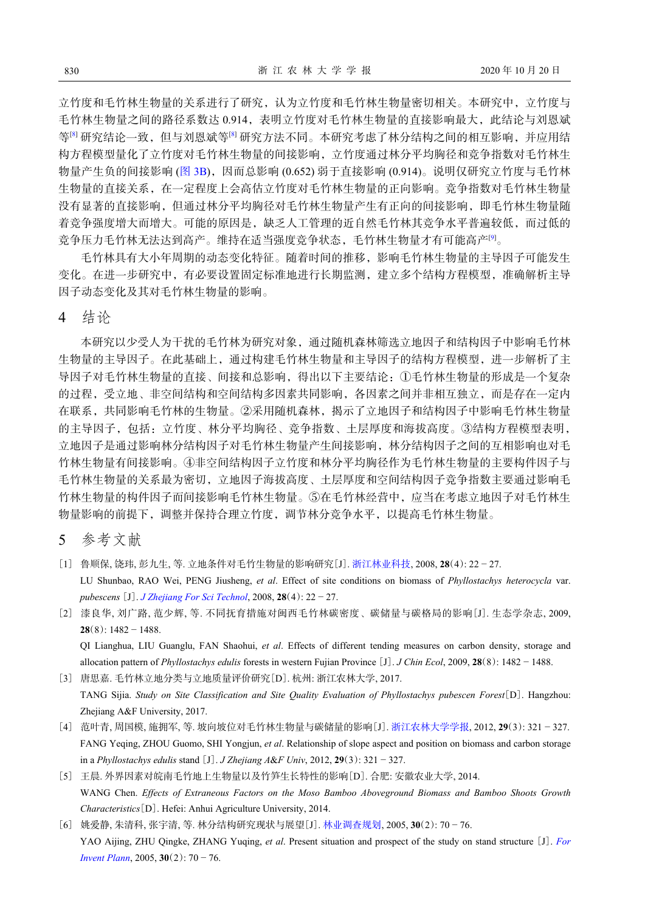立竹度和毛竹林生物量的关系进行了研究，认为立竹度和毛竹林生物量密切相关。本研究中，立竹度与毛竹林生物量之间的路径系数达 0.914，表明立竹度对毛竹林生物量的直接影响最大，此结论与刘恩斌等[8] 研究结论一致，但与刘恩斌等[8] 研究方法不同。本研究考虑了林分结构之间的相互影响，并应用结构方程模型量化了立竹度对毛竹林生物量的间接影响，立竹度通过林分平均胸径和竞争指数对毛竹林生物量产生负的间接影响 (图 3B)，因而总影响 (0.652) 弱于直接影响 (0.914)。说明仅研究立竹度与毛竹林生物量的直接关系，在一定程度上会高估立竹度对毛竹林生物量的正向影响。竞争指数对毛竹林生物量没有显著的直接影响，但通过林分平均胸径对毛竹林生物量产生有正向的间接影响，即毛竹林生物量随着竞争强度增大而增大。可能的原因是，缺乏人工管理的近自然毛竹林其竞争水平普遍较低，而过低的竞争压力毛竹林无法达到高产。维持在适当强度竞争状态，毛竹林生物量才有可能高产[9]。

毛竹林具有大小年周期的动态变化特征。随着时间的推移，影响毛竹林生物量的主导因子可能发生变化。在进一步研究中，有必要设置固定标准地进行长期监测，建立多个结构方程模型，准确解析主导因子动态变化及其对毛竹林生物量的影响。

## 4 结论

本研究以少受人为干扰的毛竹林为研究对象，通过随机森林筛选立地因子和结构因子中影响毛竹林生物量的主导因子。在此基础上，通过构建毛竹林生物量和主导因子的结构方程模型，进一步解析了主导因子对毛竹林生物量的直接、间接和总影响，得出以下主要结论：①毛竹林生物量的形成是一个复杂的过程，受立地、非空间结构和空间结构多因素共同影响，各因素之间并非相互独立，而是存在一定内在联系，共同影响毛竹林的生物量。②采用随机森林，揭示了立地因子和结构因子中影响毛竹林生物量的主导因子，包括：立竹度、林分平均胸径、竞争指数、土层厚度和海拔高度。③结构方程模型表明，立地因子是通过影响林分结构因子对毛竹林生物量产生间接影响，林分结构因子之间的互相影响也对毛竹林生物量有间接影响。④非空间结构因子立竹度和林分平均胸径作为毛竹林生物量的主要构件因子与毛竹林生物量的关系最为密切，立地因子海拔高度、土层厚度和空间结构因子竞争指数主要通过影响毛竹林生物量的构件因子而间接影响毛竹林生物量。⑤在毛竹林经营中，应当在考虑立地因子对毛竹林生物量影响的前提下，调整并保持合理立竹度，调节林分竞争水平，以提高毛竹林生物量。

## 5 参考文献

[1] 鲁顺保, 饶玮, 彭九生, 等. 立地条件对毛竹生物量的影响研究[J]. 浙江林业科技, 2008, **28**(4): 22 − 27.
LU Shunbao, RAO Wei, PENG Jiusheng, *et al*. Effect of site conditions on biomass of *Phyllostachys heterocycla* var. *pubescens* [J]. *J Zhejiang For Sci Technol*, 2008, **28**(4): 22 − 27.

[2] 漆良华, 刘广路, 范少辉, 等. 不同抚育措施对闽西毛竹林碳密度、碳储量与碳格局的影响[J]. 生态学杂志, 2009, **28**(8): 1482 − 1488.
QI Lianghua, LIU Guanglu, FAN Shaohui, *et al*. Effects of different tending measures on carbon density, storage and allocation pattern of *Phyllostachys edulis* forests in western Fujian Province [J]. *J Chin Ecol*, 2009, **28**(8): 1482 − 1488.

[3] 唐思嘉. 毛竹林立地分类与立地质量评价研究[D]. 杭州: 浙江农林大学, 2017.
TANG Sijia. *Study on Site Classification and Site Quality Evaluation of Phyllostachys pubescen Forest*[D]. Hangzhou: Zhejiang A&F University, 2017.

[4] 范叶青, 周国模, 施拥军, 等. 坡向坡位对毛竹林生物量与碳储量的影响[J]. 浙江农林大学学报, 2012, **29**(3): 321 − 327.
FANG Yeqing, ZHOU Guomo, SHI Yongjun, *et al*. Relationship of slope aspect and position on biomass and carbon storage in a *Phyllostachys edulis* stand [J]. *J Zhejiang A&F Univ*, 2012, **29**(3): 321 − 327.

[5] 王晨. 外界因素对皖南毛竹地上生物量以及竹笋生长特性的影响[D]. 合肥: 安徽农业大学, 2014.
WANG Chen. *Effects of Extraneous Factors on the Moso Bamboo Aboveground Biomass and Bamboo Shoots Growth Characteristics*[D]. Hefei: Anhui Agriculture University, 2014.

[6] 姚爱静, 朱清科, 张宇清, 等. 林分结构研究现状与展望[J]. 林业调查规划, 2005, **30**(2): 70 − 76.
YAO Aijing, ZHU Qingke, ZHANG Yuqing, *et al*. Present situation and prospect of the study on stand structure [J]. *For Invent Plann*, 2005, **30**(2): 70 − 76.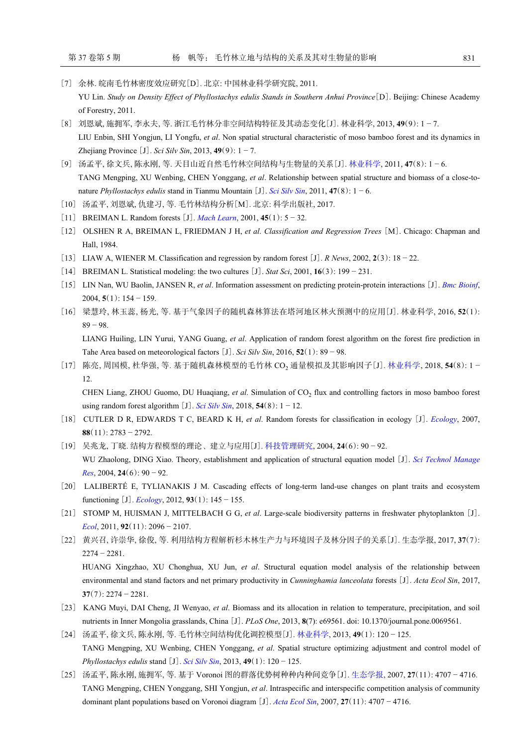[7] 余林. 皖南毛竹林密度效应研究[D]. 北京: 中国林业科学研究院, 2011.
YU Lin. *Study on Density Effect of Phyllostachys edulis Stands in Southern Anhui Province*[D]. Beijing: Chinese Academy of Forestry, 2011.

[8] 刘恩斌, 施拥军, 李永夫, 等. 浙江毛竹林分非空间结构特征及其动态变化[J]. 林业科学, 2013, **49**(9): 1 − 7.
LIU Enbin, SHI Yongjun, LI Yongfu, *et al*. Non spatial structural characteristic of moso bamboo forest and its dynamics in Zhejiang Province [J]. *Sci Silv Sin*, 2013, **49**(9): 1 − 7.

[9] 汤孟平, 徐文兵, 陈永刚, 等. 天目山近自然毛竹林空间结构与生物量的关系[J]. 林业科学, 2011, **47**(8): 1 − 6.
TANG Mengping, XU Wenbing, CHEN Yonggang, *et al*. Relationship between spatial structure and biomass of a close-to-nature *Phyllostachys edulis* stand in Tianmu Mountain [J]. *Sci Silv Sin*, 2011, **47**(8): 1 − 6.

[10] 汤孟平, 刘恩斌, 仇建习, 等. 毛竹林结构分析[M]. 北京: 科学出版社, 2017.

[11] BREIMAN L. Random forests [J]. *Mach Learn*, 2001, **45**(1): 5 − 32.

[12] OLSHEN R A, BREIMAN L, FRIEDMAN J H, *et al*. *Classification and Regression Trees* [M]. Chicago: Chapman and Hall, 1984.

[13] LIAW A, WIENER M. Classification and regression by random forest [J]. *R News*, 2002, **2**(3): 18 − 22.

[14] BREIMAN L. Statistical modeling: the two cultures [J]. *Stat Sci*, 2001, **16**(3): 199 − 231.

[15] LIN Nan, WU Baolin, JANSEN R, *et al*. Information assessment on predicting protein-protein interactions [J]. *Bmc Bioinf*, 2004, **5**(1): 154 − 159.

[16] 梁慧玲, 林玉蕊, 杨光, 等. 基于气象因子的随机森林算法在塔河地区林火预测中的应用[J]. 林业科学, 2016, **52**(1): 89 − 98.
LIANG Huiling, LIN Yurui, YANG Guang, *et al*. Application of random forest algorithm on the forest fire prediction in Tahe Area based on meteorological factors [J]. *Sci Silv Sin*, 2016, **52**(1): 89 − 98.

[17] 陈亮, 周国模, 杜华强, 等. 基于随机森林模型的毛竹林 $CO_2$ 通量模拟及其影响因子[J]. 林业科学, 2018, **54**(8): 1 − 12.
CHEN Liang, ZHOU Guomo, DU Huaqiang, *et al*. Simulation of $CO_2$ flux and controlling factors in moso bamboo forest using random forest algorithm [J]. *Sci Silv Sin*, 2018, **54**(8): 1 − 12.

[18] CUTLER D R, EDWARDS T C, BEARD K H, *et al*. Random forests for classification in ecology [J]. *Ecology*, 2007, **88**(11): 2783 − 2792.

[19] 吴兆龙, 丁晓. 结构方程模型的理论、建立与应用[J]. 科技管理研究, 2004, **24**(6): 90 − 92.
WU Zhaolong, DING Xiao. Theory, establishment and application of structural equation model [J]. *Sci Technol Manage Res*, 2004, **24**(6): 90 − 92.

[20] LALIBERTÉ E, TYLIANAKIS J M. Cascading effects of long-term land-use changes on plant traits and ecosystem functioning [J]. *Ecology*, 2012, **93**(1): 145 − 155.

[21] STOMP M, HUISMAN J, MITTELBACH G G, *et al*. Large-scale biodiversity patterns in freshwater phytoplankton [J]. *Ecol*, 2011, **92**(11): 2096 − 2107.

[22] 黄兴召, 许崇华, 徐俊, 等. 利用结构方程解析杉木林生产力与环境因子及林分因子的关系[J]. 生态学报, 2017, **37**(7): 2274 − 2281.
HUANG Xingzhao, XU Chonghua, XU Jun, *et al*. Structural equation model analysis of the relationship between environmental and stand factors and net primary productivity in *Cunninghamia lanceolata* forests [J]. *Acta Ecol Sin*, 2017, **37**(7): 2274 − 2281.

[23] KANG Muyi, DAI Cheng, JI Wenyao, *et al*. Biomass and its allocation in relation to temperature, precipitation, and soil nutrients in Inner Mongolia grasslands, China [J]. *PLoS One*, 2013, **8**(7): e69561. doi: 10.1370/journal.pone.0069561.

[24] 汤孟平, 徐文兵, 陈永刚, 等. 毛竹林空间结构优化调控模型[J]. 林业科学, 2013, **49**(1): 120 − 125.
TANG Mengping, XU Wenbing, CHEN Yonggang, *et al*. Spatial structure optimizing adjustment and control model of *Phyllostachys edulis* stand [J]. *Sci Silv Sin*, 2013, **49**(1): 120 − 125.

[25] 汤孟平, 陈永刚, 施拥军, 等. 基于 Voronoi 图的群落优势树种种内种间竞争[J]. 生态学报, 2007, **27**(11): 4707 − 4716.
TANG Mengping, CHEN Yonggang, SHI Yongjun, *et al*. Intraspecific and interspecific competition analysis of community dominant plant populations based on Voronoi diagram [J]. *Acta Ecol Sin*, 2007, **27**(11): 4707 − 4716.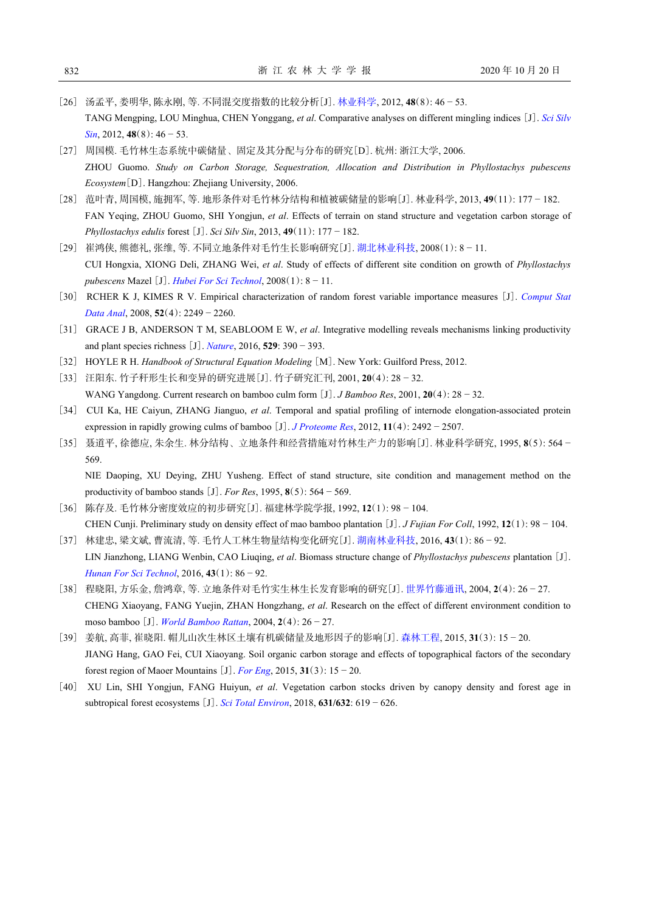[26] 汤孟平, 娄明华, 陈永刚, 等. 不同混交度指数的比较分析[J]. 林业科学, 2012, **48**(8): 46 − 53.
TANG Mengping, LOU Minghua, CHEN Yonggang, *et al*. Comparative analyses on different mingling indices [J]. *Sci Silv Sin*, 2012, **48**(8): 46 − 53.

[27] 周国模. 毛竹林生态系统中碳储量、固定及其分配与分布的研究[D]. 杭州: 浙江大学, 2006.
ZHOU Guomo. *Study on Carbon Storage, Sequestration, Allocation and Distribution in Phyllostachys pubescens Ecosystem*[D]. Hangzhou: Zhejiang University, 2006.

[28] 范叶青, 周国模, 施拥军, 等. 地形条件对毛竹林分结构和植被碳储量的影响[J]. 林业科学, 2013, **49**(11): 177 − 182.
FAN Yeqing, ZHOU Guomo, SHI Yongjun, *et al*. Effects of terrain on stand structure and vegetation carbon storage of *Phyllostachys edulis* forest [J]. *Sci Silv Sin*, 2013, **49**(11): 177 − 182.

[29] 崔鸿侠, 熊德礼, 张维, 等. 不同立地条件对毛竹生长影响研究[J]. 湖北林业科技, 2008(1): 8 − 11.
CUI Hongxia, XIONG Deli, ZHANG Wei, *et al*. Study of effects of different site condition on growth of *Phyllostachys pubescens* Mazel [J]. *Hubei For Sci Technol*, 2008(1): 8 − 11.

[30] RCHER K J, KIMES R V. Empirical characterization of random forest variable importance measures [J]. *Comput Stat Data Anal*, 2008, **52**(4): 2249 − 2260.

[31] GRACE J B, ANDERSON T M, SEABLOOM E W, *et al*. Integrative modelling reveals mechanisms linking productivity and plant species richness [J]. *Nature*, 2016, **529**: 390 − 393.

[32] HOYLE R H. *Handbook of Structural Equation Modeling* [M]. New York: Guilford Press, 2012.

[33] 汪阳东. 竹子秆形生长和变异的研究进展[J]. 竹子研究汇刊, 2001, **20**(4): 28 − 32.
WANG Yangdong. Current research on bamboo culm form [J]. *J Bamboo Res*, 2001, **20**(4): 28 − 32.

[34] CUI Ka, HE Caiyun, ZHANG Jianguo, *et al*. Temporal and spatial profiling of internode elongation-associated protein expression in rapidly growing culms of bamboo [J]. *J Proteome Res*, 2012, **11**(4): 2492 − 2507.

[35] 聂道平, 徐德应, 朱余生. 林分结构、立地条件和经营措施对竹林生产力的影响[J]. 林业科学研究, 1995, **8**(5): 564 − 569.
NIE Daoping, XU Deying, ZHU Yusheng. Effect of stand structure, site condition and management method on the productivity of bamboo stands [J]. *For Res*, 1995, **8**(5): 564 − 569.

[36] 陈存及. 毛竹林分密度效应的初步研究[J]. 福建林学院学报, 1992, **12**(1): 98 − 104.
CHEN Cunji. Preliminary study on density effect of mao bamboo plantation [J]. *J Fujian For Coll*, 1992, **12**(1): 98 − 104.

[37] 林建忠, 梁文斌, 曹流清, 等. 毛竹人工林生物量结构变化研究[J]. 湖南林业科技, 2016, **43**(1): 86 − 92.
LIN Jianzhong, LIANG Wenbin, CAO Liuqing, *et al*. Biomass structure change of *Phyllostachys pubescens* plantation [J]. *Hunan For Sci Technol*, 2016, **43**(1): 86 − 92.

[38] 程晓阳, 方乐金, 詹鸿章, 等. 立地条件对毛竹实生林生长发育影响的研究[J]. 世界竹藤通讯, 2004, **2**(4): 26 − 27.
CHENG Xiaoyang, FANG Yuejin, ZHAN Hongzhang, *et al*. Research on the effect of different environment condition to moso bamboo [J]. *World Bamboo Rattan*, 2004, **2**(4): 26 − 27.

[39] 姜航, 高菲, 崔晓阳. 帽儿山次生林区土壤有机碳储量及地形因子的影响[J]. 森林工程, 2015, **31**(3): 15 − 20.
JIANG Hang, GAO Fei, CUI Xiaoyang. Soil organic carbon storage and effects of topographical factors of the secondary forest region of Maoer Mountains [J]. *For Eng*, 2015, **31**(3): 15 − 20.

[40] XU Lin, SHI Yongjun, FANG Huiyun, *et al*. Vegetation carbon stocks driven by canopy density and forest age in subtropical forest ecosystems [J]. *Sci Total Environ*, 2018, **631/632**: 619 − 626.